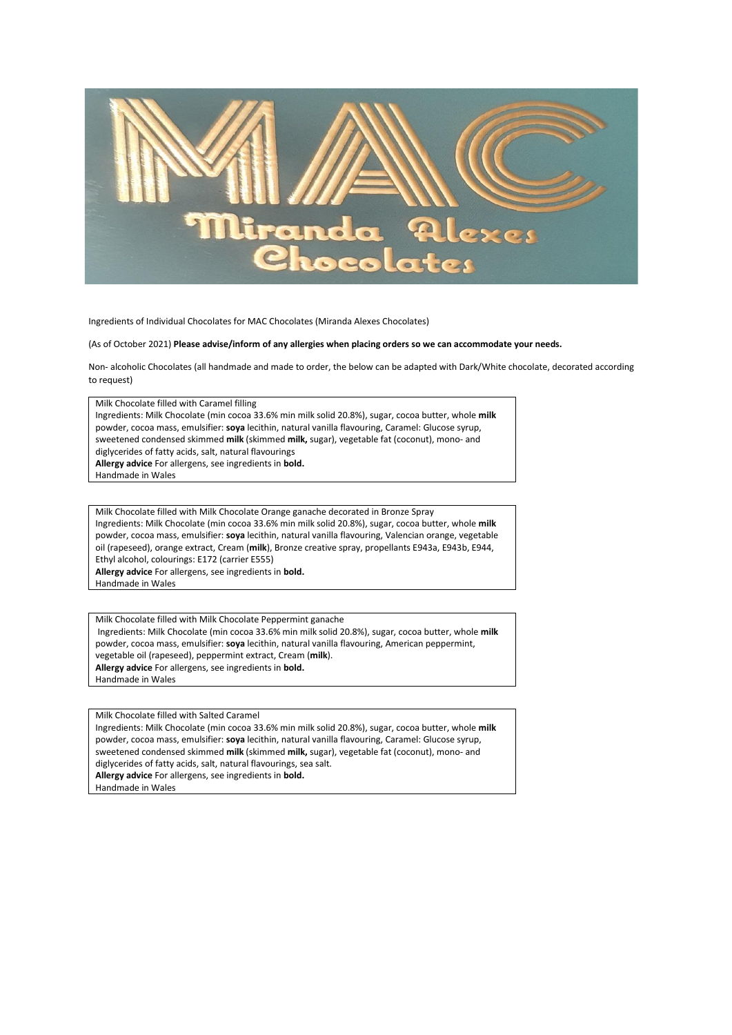Ingredients of Individual Chocolates for MAC Chocolates (Miranda Alexes Chocolates)

(As of October 2021) **Please advise/inform of any allergies when placing orders so we can accommodate your needs.**

Non- alcoholic Chocolates (all handmade and made to order, the below can be adapted with Dark/White chocolate, decorated according to request)

Milk Chocolate filled with Caramel filling
Ingredients: Milk Chocolate (min cocoa 33.6% min milk solid 20.8%), sugar, cocoa butter, whole **milk** powder, cocoa mass, emulsifier: **soya** lecithin, natural vanilla flavouring, Caramel: Glucose syrup, sweetened condensed skimmed **milk** (skimmed **milk,** sugar), vegetable fat (coconut), mono- and diglycerides of fatty acids, salt, natural flavourings
**Allergy advice** For allergens, see ingredients in **bold.**
Handmade in Wales

Milk Chocolate filled with Milk Chocolate Orange ganache decorated in Bronze Spray
Ingredients: Milk Chocolate (min cocoa 33.6% min milk solid 20.8%), sugar, cocoa butter, whole **milk** powder, cocoa mass, emulsifier: **soya** lecithin, natural vanilla flavouring, Valencian orange, vegetable oil (rapeseed), orange extract, Cream (**milk**), Bronze creative spray, propellants E943a, E943b, E944, Ethyl alcohol, colourings: E172 (carrier E555)
**Allergy advice** For allergens, see ingredients in **bold.**
Handmade in Wales

Milk Chocolate filled with Milk Chocolate Peppermint ganache
Ingredients: Milk Chocolate (min cocoa 33.6% min milk solid 20.8%), sugar, cocoa butter, whole **milk** powder, cocoa mass, emulsifier: **soya** lecithin, natural vanilla flavouring, American peppermint, vegetable oil (rapeseed), peppermint extract, Cream (**milk**).
**Allergy advice** For allergens, see ingredients in **bold.**
Handmade in Wales

Milk Chocolate filled with Salted Caramel
Ingredients: Milk Chocolate (min cocoa 33.6% min milk solid 20.8%), sugar, cocoa butter, whole **milk** powder, cocoa mass, emulsifier: **soya** lecithin, natural vanilla flavouring, Caramel: Glucose syrup, sweetened condensed skimmed **milk** (skimmed **milk,** sugar), vegetable fat (coconut), mono- and diglycerides of fatty acids, salt, natural flavourings, sea salt.
**Allergy advice** For allergens, see ingredients in **bold.**
Handmade in Wales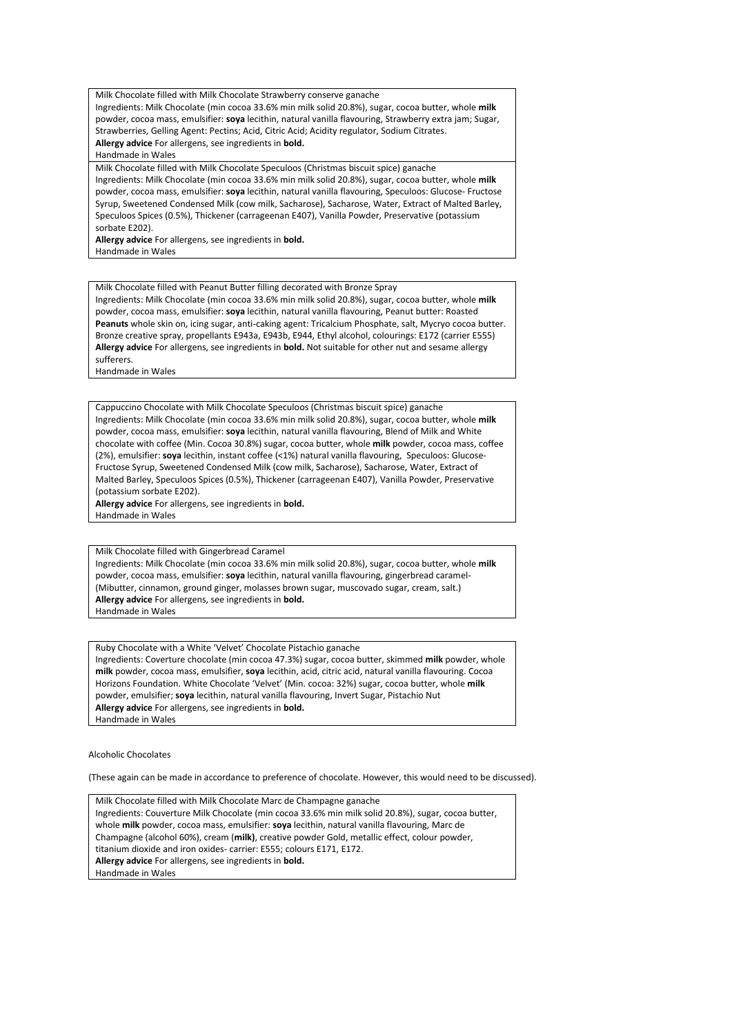Milk Chocolate filled with Milk Chocolate Strawberry conserve ganache
Ingredients: Milk Chocolate (min cocoa 33.6% min milk solid 20.8%), sugar, cocoa butter, whole **milk** powder, cocoa mass, emulsifier: **soya** lecithin, natural vanilla flavouring, Strawberry extra jam; Sugar, Strawberries, Gelling Agent: Pectins; Acid, Citric Acid; Acidity regulator, Sodium Citrates.
**Allergy advice** For allergens, see ingredients in **bold.**
Handmade in Wales

Milk Chocolate filled with Milk Chocolate Speculoos (Christmas biscuit spice) ganache
Ingredients: Milk Chocolate (min cocoa 33.6% min milk solid 20.8%), sugar, cocoa butter, whole **milk** powder, cocoa mass, emulsifier: **soya** lecithin, natural vanilla flavouring, Speculoos: Glucose- Fructose Syrup, Sweetened Condensed Milk (cow milk, Sacharose), Sacharose, Water, Extract of Malted Barley, Speculoos Spices (0.5%), Thickener (carrageenan E407), Vanilla Powder, Preservative (potassium sorbate E202).
**Allergy advice** For allergens, see ingredients in **bold.**
Handmade in Wales

Milk Chocolate filled with Peanut Butter filling decorated with Bronze Spray
Ingredients: Milk Chocolate (min cocoa 33.6% min milk solid 20.8%), sugar, cocoa butter, whole **milk** powder, cocoa mass, emulsifier: **soya** lecithin, natural vanilla flavouring, Peanut butter: Roasted **Peanuts** whole skin on, icing sugar, anti-caking agent: Tricalcium Phosphate, salt, Mycryo cocoa butter. Bronze creative spray, propellants E943a, E943b, E944, Ethyl alcohol, colourings: E172 (carrier E555)
**Allergy advice** For allergens, see ingredients in **bold.** Not suitable for other nut and sesame allergy sufferers.
Handmade in Wales

Cappuccino Chocolate with Milk Chocolate Speculoos (Christmas biscuit spice) ganache
Ingredients: Milk Chocolate (min cocoa 33.6% min milk solid 20.8%), sugar, cocoa butter, whole **milk** powder, cocoa mass, emulsifier: **soya** lecithin, natural vanilla flavouring, Blend of Milk and White chocolate with coffee (Min. Cocoa 30.8%) sugar, cocoa butter, whole **milk** powder, cocoa mass, coffee (2%), emulsifier: **soya** lecithin, instant coffee (<1%) natural vanilla flavouring, Speculoos: Glucose-Fructose Syrup, Sweetened Condensed Milk (cow milk, Sacharose), Sacharose, Water, Extract of Malted Barley, Speculoos Spices (0.5%), Thickener (carrageenan E407), Vanilla Powder, Preservative (potassium sorbate E202).
**Allergy advice** For allergens, see ingredients in **bold.**
Handmade in Wales

Milk Chocolate filled with Gingerbread Caramel
Ingredients: Milk Chocolate (min cocoa 33.6% min milk solid 20.8%), sugar, cocoa butter, whole **milk** powder, cocoa mass, emulsifier: **soya** lecithin, natural vanilla flavouring, gingerbread caramel-(Mibutter, cinnamon, ground ginger, molasses brown sugar, muscovado sugar, cream, salt.)
**Allergy advice** For allergens, see ingredients in **bold.**
Handmade in Wales

Ruby Chocolate with a White 'Velvet' Chocolate Pistachio ganache
Ingredients: Coverture chocolate (min cocoa 47.3%) sugar, cocoa butter, skimmed **milk** powder, whole **milk** powder, cocoa mass, emulsifier, **soya** lecithin, acid, citric acid, natural vanilla flavouring. Cocoa Horizons Foundation. White Chocolate 'Velvet' (Min. cocoa: 32%) sugar, cocoa butter, whole **milk** powder, emulsifier; **soya** lecithin, natural vanilla flavouring, Invert Sugar, Pistachio Nut
**Allergy advice** For allergens, see ingredients in **bold.**
Handmade in Wales

Alcoholic Chocolates

(These again can be made in accordance to preference of chocolate. However, this would need to be discussed).

Milk Chocolate filled with Milk Chocolate Marc de Champagne ganache
Ingredients: Couverture Milk Chocolate (min cocoa 33.6% min milk solid 20.8%), sugar, cocoa butter, whole **milk** powder, cocoa mass, emulsifier: **soya** lecithin, natural vanilla flavouring, Marc de Champagne (alcohol 60%), cream (**milk)**, creative powder Gold, metallic effect, colour powder, titanium dioxide and iron oxides- carrier: E555; colours E171, E172.
**Allergy advice** For allergens, see ingredients in **bold.**
Handmade in Wales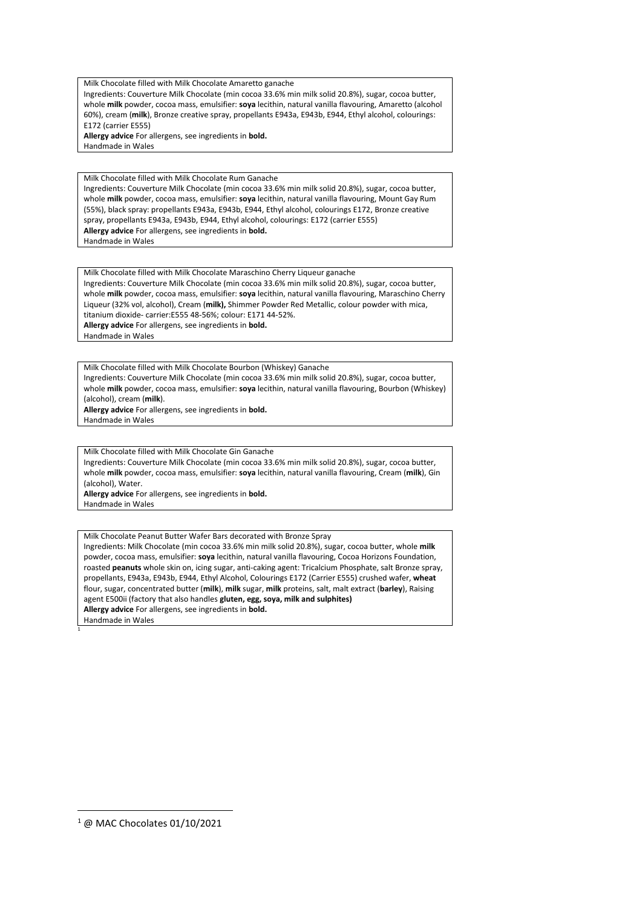Milk Chocolate filled with Milk Chocolate Amaretto ganache
Ingredients: Couverture Milk Chocolate (min cocoa 33.6% min milk solid 20.8%), sugar, cocoa butter, whole **milk** powder, cocoa mass, emulsifier: **soya** lecithin, natural vanilla flavouring, Amaretto (alcohol 60%), cream (**milk**), Bronze creative spray, propellants E943a, E943b, E944, Ethyl alcohol, colourings: E172 (carrier E555)
**Allergy advice** For allergens, see ingredients in **bold.**
Handmade in Wales

Milk Chocolate filled with Milk Chocolate Rum Ganache
Ingredients: Couverture Milk Chocolate (min cocoa 33.6% min milk solid 20.8%), sugar, cocoa butter, whole **milk** powder, cocoa mass, emulsifier: **soya** lecithin, natural vanilla flavouring, Mount Gay Rum (55%), black spray: propellants E943a, E943b, E944, Ethyl alcohol, colourings E172, Bronze creative spray, propellants E943a, E943b, E944, Ethyl alcohol, colourings: E172 (carrier E555)
**Allergy advice** For allergens, see ingredients in **bold.**
Handmade in Wales

Milk Chocolate filled with Milk Chocolate Maraschino Cherry Liqueur ganache
Ingredients: Couverture Milk Chocolate (min cocoa 33.6% min milk solid 20.8%), sugar, cocoa butter, whole **milk** powder, cocoa mass, emulsifier: **soya** lecithin, natural vanilla flavouring, Maraschino Cherry Liqueur (32% vol, alcohol), Cream (**milk),** Shimmer Powder Red Metallic, colour powder with mica, titanium dioxide- carrier:E555 48-56%; colour: E171 44-52%.
**Allergy advice** For allergens, see ingredients in **bold.**
Handmade in Wales

Milk Chocolate filled with Milk Chocolate Bourbon (Whiskey) Ganache
Ingredients: Couverture Milk Chocolate (min cocoa 33.6% min milk solid 20.8%), sugar, cocoa butter, whole **milk** powder, cocoa mass, emulsifier: **soya** lecithin, natural vanilla flavouring, Bourbon (Whiskey) (alcohol), cream (**milk**).
**Allergy advice** For allergens, see ingredients in **bold.**
Handmade in Wales

Milk Chocolate filled with Milk Chocolate Gin Ganache
Ingredients: Couverture Milk Chocolate (min cocoa 33.6% min milk solid 20.8%), sugar, cocoa butter, whole **milk** powder, cocoa mass, emulsifier: **soya** lecithin, natural vanilla flavouring, Cream (**milk**), Gin (alcohol), Water.
**Allergy advice** For allergens, see ingredients in **bold.**
Handmade in Wales

Milk Chocolate Peanut Butter Wafer Bars decorated with Bronze Spray
Ingredients: Milk Chocolate (min cocoa 33.6% min milk solid 20.8%), sugar, cocoa butter, whole **milk** powder, cocoa mass, emulsifier: **soya** lecithin, natural vanilla flavouring, Cocoa Horizons Foundation, roasted **peanuts** whole skin on, icing sugar, anti-caking agent: Tricalcium Phosphate, salt Bronze spray, propellants, E943a, E943b, E944, Ethyl Alcohol, Colourings E172 (Carrier E555) crushed wafer, **wheat** flour, sugar, concentrated butter (**milk**), **milk** sugar, **milk** proteins, salt, malt extract (**barley**), Raising agent E500ii (factory that also handles **gluten, egg, soya, milk and sulphites)**
**Allergy advice** For allergens, see ingredients in **bold.**
Handmade in Wales
[1]

[1] @ MAC Chocolates 01/10/2021